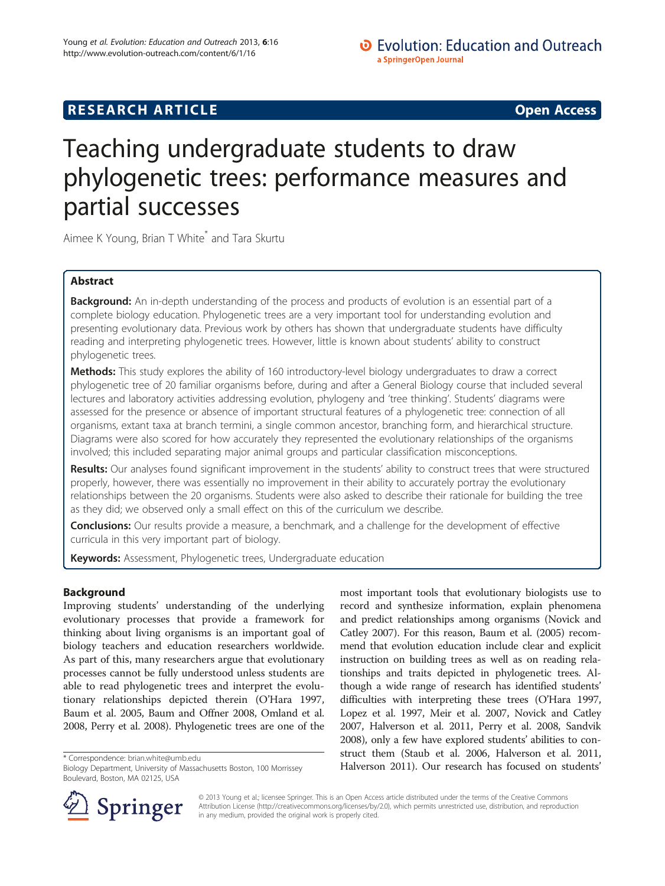**RESEARCH ARTICLE** **Open Access**

# Teaching undergraduate students to draw phylogenetic trees: performance measures and partial successes

Aimee K Young, Brian T White* and Tara Skurtu

## Abstract

**Background:** An in-depth understanding of the process and products of evolution is an essential part of a complete biology education. Phylogenetic trees are a very important tool for understanding evolution and presenting evolutionary data. Previous work by others has shown that undergraduate students have difficulty reading and interpreting phylogenetic trees. However, little is known about students' ability to construct phylogenetic trees.

**Methods:** This study explores the ability of 160 introductory-level biology undergraduates to draw a correct phylogenetic tree of 20 familiar organisms before, during and after a General Biology course that included several lectures and laboratory activities addressing evolution, phylogeny and 'tree thinking'. Students' diagrams were assessed for the presence or absence of important structural features of a phylogenetic tree: connection of all organisms, extant taxa at branch termini, a single common ancestor, branching form, and hierarchical structure. Diagrams were also scored for how accurately they represented the evolutionary relationships of the organisms involved; this included separating major animal groups and particular classification misconceptions.

**Results:** Our analyses found significant improvement in the students' ability to construct trees that were structured properly, however, there was essentially no improvement in their ability to accurately portray the evolutionary relationships between the 20 organisms. Students were also asked to describe their rationale for building the tree as they did; we observed only a small effect on this of the curriculum we describe.

**Conclusions:** Our results provide a measure, a benchmark, and a challenge for the development of effective curricula in this very important part of biology.

**Keywords:** Assessment, Phylogenetic trees, Undergraduate education

## Background

Improving students' understanding of the underlying evolutionary processes that provide a framework for thinking about living organisms is an important goal of biology teachers and education researchers worldwide. As part of this, many researchers argue that evolutionary processes cannot be fully understood unless students are able to read phylogenetic trees and interpret the evolutionary relationships depicted therein (O'Hara 1997, Baum et al. 2005, Baum and Offner 2008, Omland et al. 2008, Perry et al. 2008). Phylogenetic trees are one of the most important tools that evolutionary biologists use to record and synthesize information, explain phenomena and predict relationships among organisms (Novick and Catley 2007). For this reason, Baum et al. (2005) recommend that evolution education include clear and explicit instruction on building trees as well as on reading relationships and traits depicted in phylogenetic trees. Although a wide range of research has identified students' difficulties with interpreting these trees (O'Hara 1997, Lopez et al. 1997, Meir et al. 2007, Novick and Catley 2007, Halverson et al. 2011, Perry et al. 2008, Sandvik 2008), only a few have explored students' abilities to construct them (Staub et al. 2006, Halverson et al. 2011, Halverson 2011). Our research has focused on students'

\* Correspondence: brian.white@umb.edu
Biology Department, University of Massachusetts Boston, 100 Morrissey Boulevard, Boston, MA 02125, USA

© 2013 Young et al.; licensee Springer. This is an Open Access article distributed under the terms of the Creative Commons Attribution License (http://creativecommons.org/licenses/by/2.0), which permits unrestricted use, distribution, and reproduction in any medium, provided the original work is properly cited.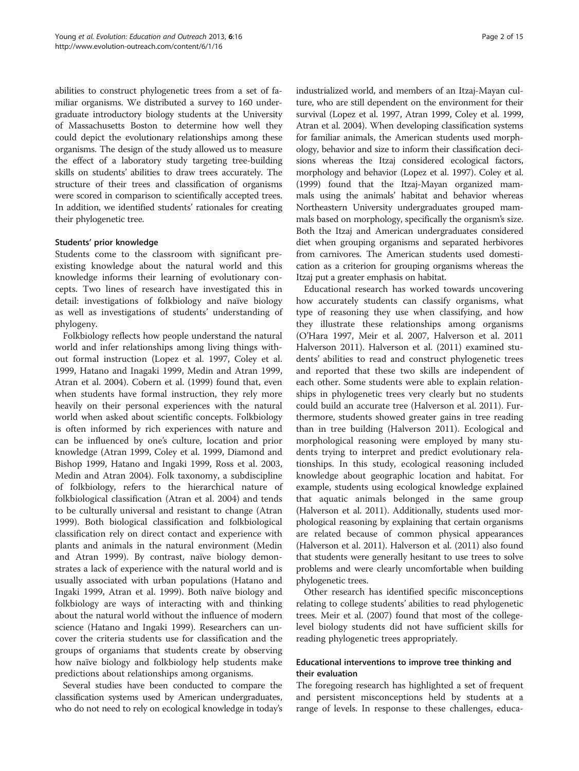abilities to construct phylogenetic trees from a set of familiar organisms. We distributed a survey to 160 undergraduate introductory biology students at the University of Massachusetts Boston to determine how well they could depict the evolutionary relationships among these organisms. The design of the study allowed us to measure the effect of a laboratory study targeting tree-building skills on students' abilities to draw trees accurately. The structure of their trees and classification of organisms were scored in comparison to scientifically accepted trees. In addition, we identified students' rationales for creating their phylogenetic tree.

### Students' prior knowledge

Students come to the classroom with significant preexisting knowledge about the natural world and this knowledge informs their learning of evolutionary concepts. Two lines of research have investigated this in detail: investigations of folkbiology and naïve biology as well as investigations of students' understanding of phylogeny.

Folkbiology reflects how people understand the natural world and infer relationships among living things without formal instruction (Lopez et al. 1997, Coley et al. 1999, Hatano and Inagaki 1999, Medin and Atran 1999, Atran et al. 2004). Cobern et al. (1999) found that, even when students have formal instruction, they rely more heavily on their personal experiences with the natural world when asked about scientific concepts. Folkbiology is often informed by rich experiences with nature and can be influenced by one's culture, location and prior knowledge (Atran 1999, Coley et al. 1999, Diamond and Bishop 1999, Hatano and Ingaki 1999, Ross et al. 2003, Medin and Atran 2004). Folk taxonomy, a subdiscipline of folkbiology, refers to the hierarchical nature of folkbiological classification (Atran et al. 2004) and tends to be culturally universal and resistant to change (Atran 1999). Both biological classification and folkbiological classification rely on direct contact and experience with plants and animals in the natural environment (Medin and Atran 1999). By contrast, naïve biology demonstrates a lack of experience with the natural world and is usually associated with urban populations (Hatano and Ingaki 1999, Atran et al. 1999). Both naïve biology and folkbiology are ways of interacting with and thinking about the natural world without the influence of modern science (Hatano and Ingaki 1999). Researchers can uncover the criteria students use for classification and the groups of organiams that students create by observing how naïve biology and folkbiology help students make predictions about relationships among organisms.

Several studies have been conducted to compare the classification systems used by American undergraduates, who do not need to rely on ecological knowledge in today's industrialized world, and members of an Itzaj-Mayan culture, who are still dependent on the environment for their survival (Lopez et al. 1997, Atran 1999, Coley et al. 1999, Atran et al. 2004). When developing classification systems for familiar animals, the American students used morphology, behavior and size to inform their classification decisions whereas the Itzaj considered ecological factors, morphology and behavior (Lopez et al. 1997). Coley et al. (1999) found that the Itzaj-Mayan organized mammals using the animals' habitat and behavior whereas Northeastern University undergraduates grouped mammals based on morphology, specifically the organism's size. Both the Itzaj and American undergraduates considered diet when grouping organisms and separated herbivores from carnivores. The American students used domestication as a criterion for grouping organisms whereas the Itzaj put a greater emphasis on habitat.

Educational research has worked towards uncovering how accurately students can classify organisms, what type of reasoning they use when classifying, and how they illustrate these relationships among organisms (O'Hara 1997, Meir et al. 2007, Halverson et al. 2011 Halverson 2011). Halverson et al. (2011) examined students' abilities to read and construct phylogenetic trees and reported that these two skills are independent of each other. Some students were able to explain relationships in phylogenetic trees very clearly but no students could build an accurate tree (Halverson et al. 2011). Furthermore, students showed greater gains in tree reading than in tree building (Halverson 2011). Ecological and morphological reasoning were employed by many students trying to interpret and predict evolutionary relationships. In this study, ecological reasoning included knowledge about geographic location and habitat. For example, students using ecological knowledge explained that aquatic animals belonged in the same group (Halverson et al. 2011). Additionally, students used morphological reasoning by explaining that certain organisms are related because of common physical appearances (Halverson et al. 2011). Halverson et al. (2011) also found that students were generally hesitant to use trees to solve problems and were clearly uncomfortable when building phylogenetic trees.

Other research has identified specific misconceptions relating to college students' abilities to read phylogenetic trees. Meir et al. (2007) found that most of the college-level biology students did not have sufficient skills for reading phylogenetic trees appropriately.

### Educational interventions to improve tree thinking and their evaluation

The foregoing research has highlighted a set of frequent and persistent misconceptions held by students at a range of levels. In response to these challenges, educa-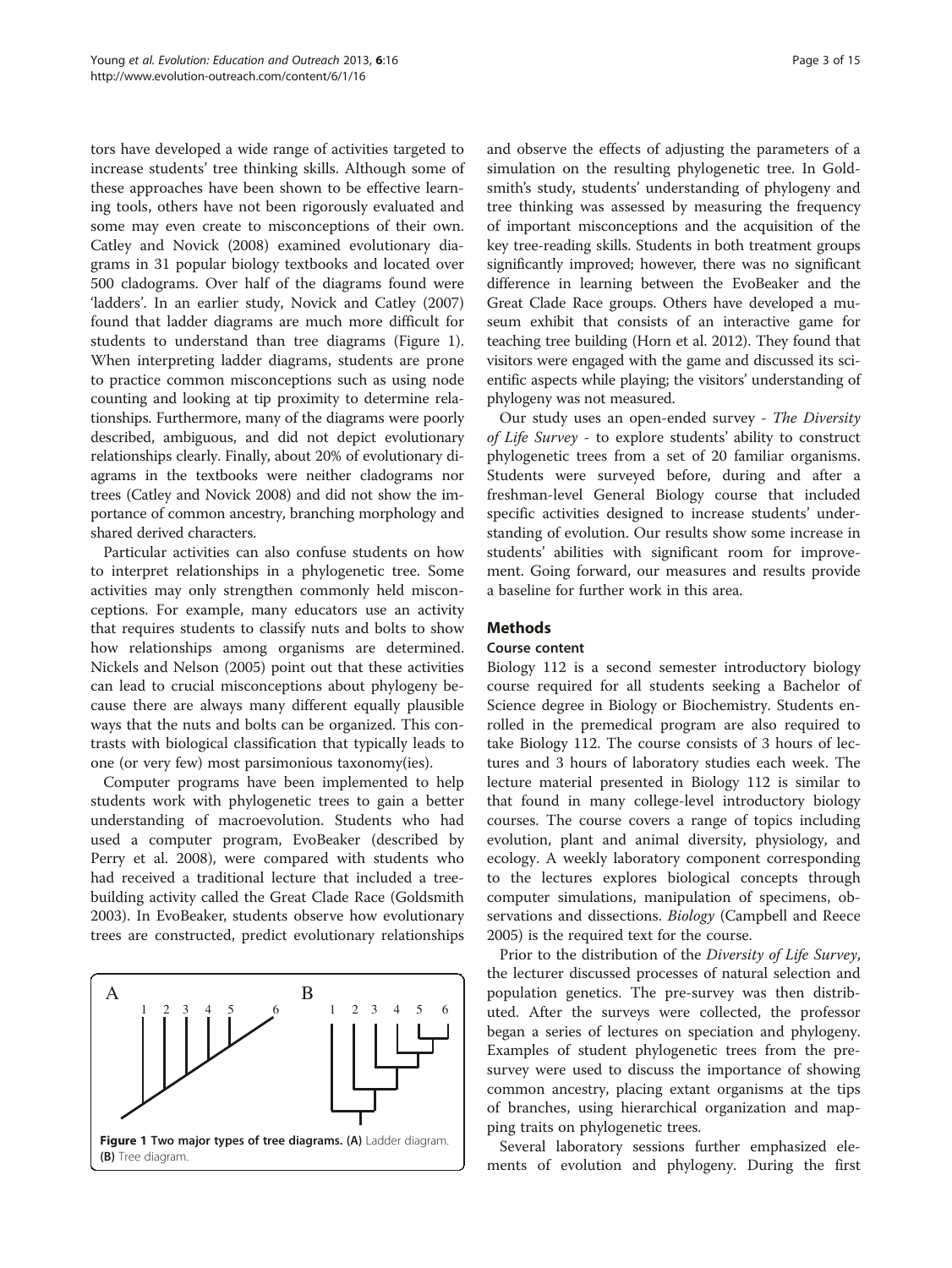tors have developed a wide range of activities targeted to increase students' tree thinking skills. Although some of these approaches have been shown to be effective learning tools, others have not been rigorously evaluated and some may even create to misconceptions of their own. Catley and Novick (2008) examined evolutionary diagrams in 31 popular biology textbooks and located over 500 cladograms. Over half of the diagrams found were 'ladders'. In an earlier study, Novick and Catley (2007) found that ladder diagrams are much more difficult for students to understand than tree diagrams (Figure 1). When interpreting ladder diagrams, students are prone to practice common misconceptions such as using node counting and looking at tip proximity to determine relationships. Furthermore, many of the diagrams were poorly described, ambiguous, and did not depict evolutionary relationships clearly. Finally, about 20% of evolutionary diagrams in the textbooks were neither cladograms nor trees (Catley and Novick 2008) and did not show the importance of common ancestry, branching morphology and shared derived characters.

Particular activities can also confuse students on how to interpret relationships in a phylogenetic tree. Some activities may only strengthen commonly held misconceptions. For example, many educators use an activity that requires students to classify nuts and bolts to show how relationships among organisms are determined. Nickels and Nelson (2005) point out that these activities can lead to crucial misconceptions about phylogeny because there are always many different equally plausible ways that the nuts and bolts can be organized. This contrasts with biological classification that typically leads to one (or very few) most parsimonious taxonomy(ies).

Computer programs have been implemented to help students work with phylogenetic trees to gain a better understanding of macroevolution. Students who had used a computer program, EvoBeaker (described by Perry et al. 2008), were compared with students who had received a traditional lecture that included a tree-building activity called the Great Clade Race (Goldsmith 2003). In EvoBeaker, students observe how evolutionary trees are constructed, predict evolutionary relationships and observe the effects of adjusting the parameters of a simulation on the resulting phylogenetic tree. In Goldsmith's study, students' understanding of phylogeny and tree thinking was assessed by measuring the frequency of important misconceptions and the acquisition of the key tree-reading skills. Students in both treatment groups significantly improved; however, there was no significant difference in learning between the EvoBeaker and the Great Clade Race groups. Others have developed a museum exhibit that consists of an interactive game for teaching tree building (Horn et al. 2012). They found that visitors were engaged with the game and discussed its scientific aspects while playing; the visitors' understanding of phylogeny was not measured.

Our study uses an open-ended survey - *The Diversity of Life Survey* - to explore students' ability to construct phylogenetic trees from a set of 20 familiar organisms. Students were surveyed before, during and after a freshman-level General Biology course that included specific activities designed to increase students' understanding of evolution. Our results show some increase in students' abilities with significant room for improvement. Going forward, our measures and results provide a baseline for further work in this area.

**Figure 1 Two major types of tree diagrams. (A)** Ladder diagram. **(B)** Tree diagram.

## Methods

### Course content

Biology 112 is a second semester introductory biology course required for all students seeking a Bachelor of Science degree in Biology or Biochemistry. Students enrolled in the premedical program are also required to take Biology 112. The course consists of 3 hours of lectures and 3 hours of laboratory studies each week. The lecture material presented in Biology 112 is similar to that found in many college-level introductory biology courses. The course covers a range of topics including evolution, plant and animal diversity, physiology, and ecology. A weekly laboratory component corresponding to the lectures explores biological concepts through computer simulations, manipulation of specimens, observations and dissections. *Biology* (Campbell and Reece 2005) is the required text for the course.

Prior to the distribution of the *Diversity of Life Survey*, the lecturer discussed processes of natural selection and population genetics. The pre-survey was then distributed. After the surveys were collected, the professor began a series of lectures on speciation and phylogeny. Examples of student phylogenetic trees from the pre-survey were used to discuss the importance of showing common ancestry, placing extant organisms at the tips of branches, using hierarchical organization and mapping traits on phylogenetic trees.

Several laboratory sessions further emphasized elements of evolution and phylogeny. During the first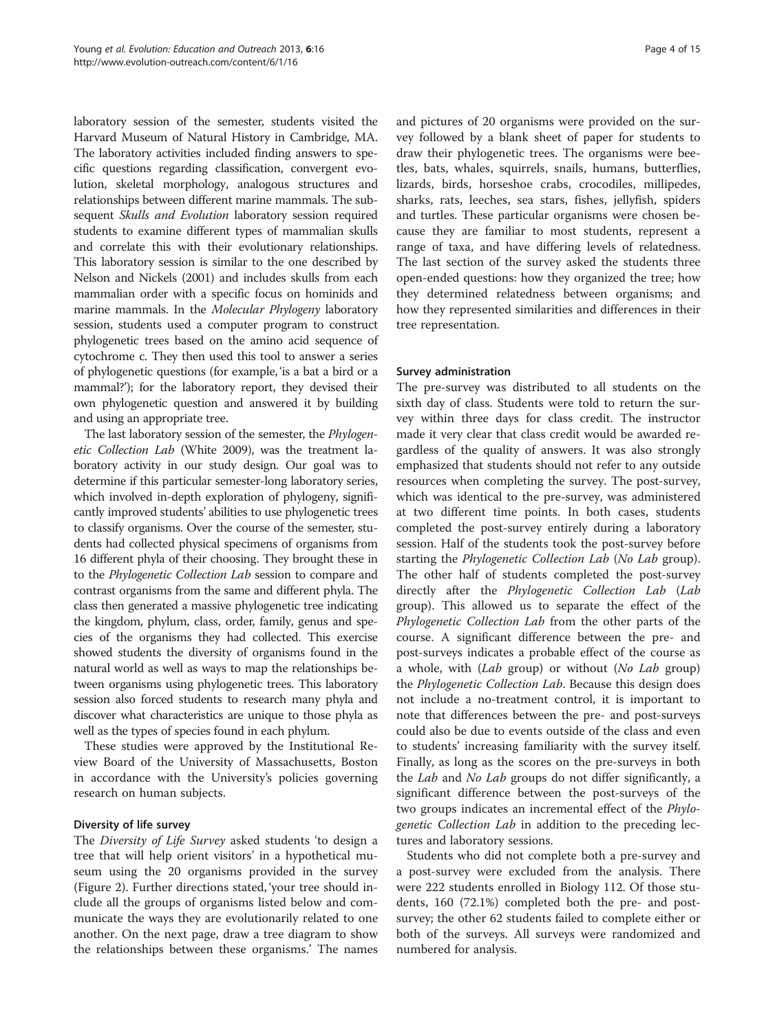laboratory session of the semester, students visited the Harvard Museum of Natural History in Cambridge, MA. The laboratory activities included finding answers to specific questions regarding classification, convergent evolution, skeletal morphology, analogous structures and relationships between different marine mammals. The subsequent *Skulls and Evolution* laboratory session required students to examine different types of mammalian skulls and correlate this with their evolutionary relationships. This laboratory session is similar to the one described by Nelson and Nickels (2001) and includes skulls from each mammalian order with a specific focus on hominids and marine mammals. In the *Molecular Phylogeny* laboratory session, students used a computer program to construct phylogenetic trees based on the amino acid sequence of cytochrome c. They then used this tool to answer a series of phylogenetic questions (for example, 'is a bat a bird or a mammal?'); for the laboratory report, they devised their own phylogenetic question and answered it by building and using an appropriate tree.

The last laboratory session of the semester, the *Phylogenetic Collection Lab* (White 2009), was the treatment laboratory activity in our study design. Our goal was to determine if this particular semester-long laboratory series, which involved in-depth exploration of phylogeny, significantly improved students' abilities to use phylogenetic trees to classify organisms. Over the course of the semester, students had collected physical specimens of organisms from 16 different phyla of their choosing. They brought these in to the *Phylogenetic Collection Lab* session to compare and contrast organisms from the same and different phyla. The class then generated a massive phylogenetic tree indicating the kingdom, phylum, class, order, family, genus and species of the organisms they had collected. This exercise showed students the diversity of organisms found in the natural world as well as ways to map the relationships between organisms using phylogenetic trees. This laboratory session also forced students to research many phyla and discover what characteristics are unique to those phyla as well as the types of species found in each phylum.

These studies were approved by the Institutional Review Board of the University of Massachusetts, Boston in accordance with the University's policies governing research on human subjects.

### Diversity of life survey

The *Diversity of Life Survey* asked students 'to design a tree that will help orient visitors' in a hypothetical museum using the 20 organisms provided in the survey (Figure 2). Further directions stated, 'your tree should include all the groups of organisms listed below and communicate the ways they are evolutionarily related to one another. On the next page, draw a tree diagram to show the relationships between these organisms.' The names and pictures of 20 organisms were provided on the survey followed by a blank sheet of paper for students to draw their phylogenetic trees. The organisms were beetles, bats, whales, squirrels, snails, humans, butterflies, lizards, birds, horseshoe crabs, crocodiles, millipedes, sharks, rats, leeches, sea stars, fishes, jellyfish, spiders and turtles. These particular organisms were chosen because they are familiar to most students, represent a range of taxa, and have differing levels of relatedness. The last section of the survey asked the students three open-ended questions: how they organized the tree; how they determined relatedness between organisms; and how they represented similarities and differences in their tree representation.

### Survey administration

The pre-survey was distributed to all students on the sixth day of class. Students were told to return the survey within three days for class credit. The instructor made it very clear that class credit would be awarded regardless of the quality of answers. It was also strongly emphasized that students should not refer to any outside resources when completing the survey. The post-survey, which was identical to the pre-survey, was administered at two different time points. In both cases, students completed the post-survey entirely during a laboratory session. Half of the students took the post-survey before starting the *Phylogenetic Collection Lab* (*No Lab* group). The other half of students completed the post-survey directly after the *Phylogenetic Collection Lab* (*Lab* group). This allowed us to separate the effect of the *Phylogenetic Collection Lab* from the other parts of the course. A significant difference between the pre- and post-surveys indicates a probable effect of the course as a whole, with (*Lab* group) or without (*No Lab* group) the *Phylogenetic Collection Lab*. Because this design does not include a no-treatment control, it is important to note that differences between the pre- and post-surveys could also be due to events outside of the class and even to students' increasing familiarity with the survey itself. Finally, as long as the scores on the pre-surveys in both the *Lab* and *No Lab* groups do not differ significantly, a significant difference between the post-surveys of the two groups indicates an incremental effect of the *Phylogenetic Collection Lab* in addition to the preceding lectures and laboratory sessions.

Students who did not complete both a pre-survey and a post-survey were excluded from the analysis. There were 222 students enrolled in Biology 112. Of those students, 160 (72.1%) completed both the pre- and post-survey; the other 62 students failed to complete either or both of the surveys. All surveys were randomized and numbered for analysis.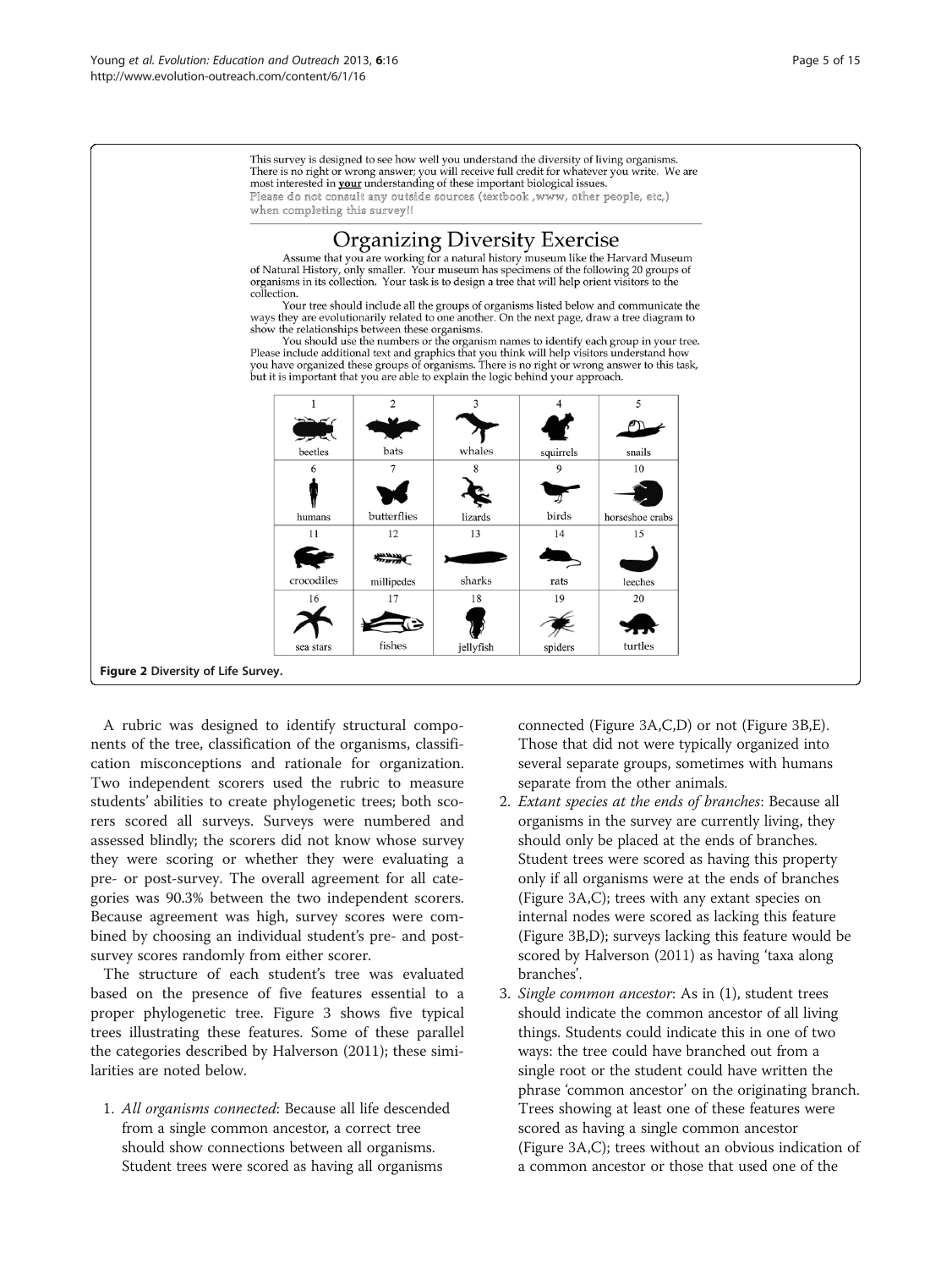This survey is designed to see how well you understand the diversity of living organisms. There is no right or wrong answer; you will receive **full** credit for whatever you write. We are most interested in **your** understanding of these important biological issues.
Please do not consult any outside sources (textbook ,www, other people, etc,) when completing this survey!!

## Organizing Diversity Exercise

Assume that you are working for a natural history museum like the Harvard Museum of Natural History, only smaller. Your museum has specimens of the following 20 groups of organisms in its collection. Your task is to design a tree that will help orient visitors to the collection.

Your tree should include all the groups of organisms listed below and communicate the ways they are evolutionarily related to one another. On the next page, draw a tree diagram to show the relationships between these organisms.

You should use the numbers or the organism names to identify each group in your tree. Please include additional text and graphics that you think will help visitors understand how you have organized these groups of organisms. There is no right or wrong answer to this task, but it is important that you are able to explain the logic behind your approach.

| 1 | 2 | 3 | 4 | 5 |
|---|---|---|---|---|
| beetles | bats | whales | squirrels | snails |
| 6 | 7 | 8 | 9 | 10 |
| humans | butterflies | lizards | birds | horseshoe crabs |
| 11 | 12 | 13 | 14 | 15 |
| crocodiles | millipedes | sharks | rats | leeches |
| 16 | 17 | 18 | 19 | 20 |
| sea stars | fishes | jellyfish | spiders | turtles |

**Figure 2 Diversity of Life Survey.**

A rubric was designed to identify structural components of the tree, classification of the organisms, classification misconceptions and rationale for organization. Two independent scorers used the rubric to measure students' abilities to create phylogenetic trees; both scorers scored all surveys. Surveys were numbered and assessed blindly; the scorers did not know whose survey they were scoring or whether they were evaluating a pre- or post-survey. The overall agreement for all categories was 90.3% between the two independent scorers. Because agreement was high, survey scores were combined by choosing an individual student's pre- and post-survey scores randomly from either scorer.

The structure of each student's tree was evaluated based on the presence of five features essential to a proper phylogenetic tree. Figure 3 shows five typical trees illustrating these features. Some of these parallel the categories described by Halverson (2011); these similarities are noted below.

1. *All organisms connected*: Because all life descended from a single common ancestor, a correct tree should show connections between all organisms. Student trees were scored as having all organisms connected (Figure 3A,C,D) or not (Figure 3B,E). Those that did not were typically organized into several separate groups, sometimes with humans separate from the other animals.
2. *Extant species at the ends of branches*: Because all organisms in the survey are currently living, they should only be placed at the ends of branches. Student trees were scored as having this property only if all organisms were at the ends of branches (Figure 3A,C); trees with any extant species on internal nodes were scored as lacking this feature (Figure 3B,D); surveys lacking this feature would be scored by Halverson (2011) as having 'taxa along branches'.
3. *Single common ancestor*: As in (1), student trees should indicate the common ancestor of all living things. Students could indicate this in one of two ways: the tree could have branched out from a single root or the student could have written the phrase 'common ancestor' on the originating branch. Trees showing at least one of these features were scored as having a single common ancestor (Figure 3A,C); trees without an obvious indication of a common ancestor or those that used one of the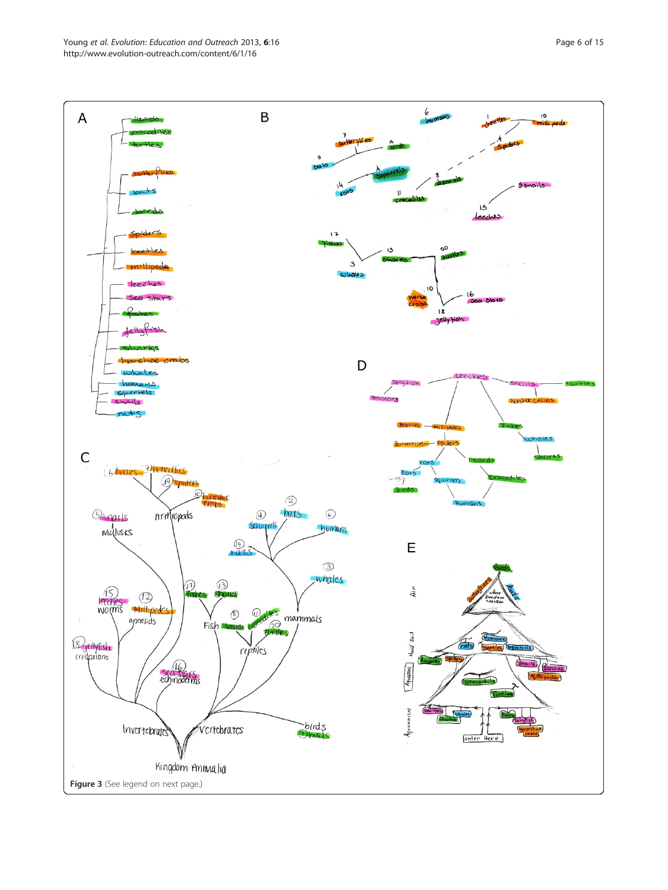Figure 3 (See legend on next page.)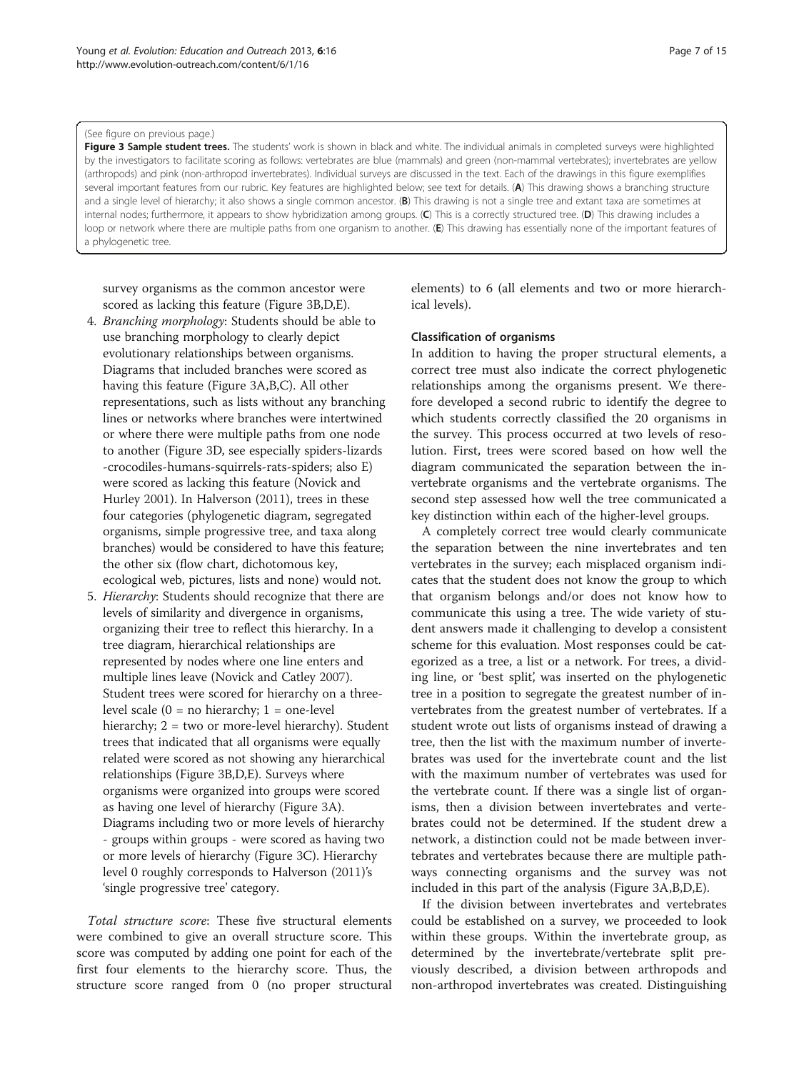(See figure on previous page.)

**Figure 3 Sample student trees.** The students' work is shown in black and white. The individual animals in completed surveys were highlighted by the investigators to facilitate scoring as follows: vertebrates are blue (mammals) and green (non-mammal vertebrates); invertebrates are yellow (arthropods) and pink (non-arthropod invertebrates). Individual surveys are discussed in the text. Each of the drawings in this figure exemplifies several important features from our rubric. Key features are highlighted below; see text for details. (**A**) This drawing shows a branching structure and a single level of hierarchy; it also shows a single common ancestor. (**B**) This drawing is not a single tree and extant taxa are sometimes at internal nodes; furthermore, it appears to show hybridization among groups. (**C**) This is a correctly structured tree. (**D**) This drawing includes a loop or network where there are multiple paths from one organism to another. (**E**) This drawing has essentially none of the important features of a phylogenetic tree.

survey organisms as the common ancestor were scored as lacking this feature (Figure 3B,D,E).

4. *Branching morphology*: Students should be able to use branching morphology to clearly depict evolutionary relationships between organisms. Diagrams that included branches were scored as having this feature (Figure 3A,B,C). All other representations, such as lists without any branching lines or networks where branches were intertwined or where there were multiple paths from one node to another (Figure 3D, see especially spiders-lizards -crocodiles-humans-squirrels-rats-spiders; also E) were scored as lacking this feature (Novick and Hurley 2001). In Halverson (2011), trees in these four categories (phylogenetic diagram, segregated organisms, simple progressive tree, and taxa along branches) would be considered to have this feature; the other six (flow chart, dichotomous key, ecological web, pictures, lists and none) would not.
5. *Hierarchy*: Students should recognize that there are levels of similarity and divergence in organisms, organizing their tree to reflect this hierarchy. In a tree diagram, hierarchical relationships are represented by nodes where one line enters and multiple lines leave (Novick and Catley 2007). Student trees were scored for hierarchy on a three-level scale (0 = no hierarchy; 1 = one-level hierarchy; 2 = two or more-level hierarchy). Student trees that indicated that all organisms were equally related were scored as not showing any hierarchical relationships (Figure 3B,D,E). Surveys where organisms were organized into groups were scored as having one level of hierarchy (Figure 3A). Diagrams including two or more levels of hierarchy - groups within groups - were scored as having two or more levels of hierarchy (Figure 3C). Hierarchy level 0 roughly corresponds to Halverson (2011)'s 'single progressive tree' category.

*Total structure score*: These five structural elements were combined to give an overall structure score. This score was computed by adding one point for each of the first four elements to the hierarchy score. Thus, the structure score ranged from 0 (no proper structural elements) to 6 (all elements and two or more hierarchical levels).

### Classification of organisms

In addition to having the proper structural elements, a correct tree must also indicate the correct phylogenetic relationships among the organisms present. We therefore developed a second rubric to identify the degree to which students correctly classified the 20 organisms in the survey. This process occurred at two levels of resolution. First, trees were scored based on how well the diagram communicated the separation between the invertebrate organisms and the vertebrate organisms. The second step assessed how well the tree communicated a key distinction within each of the higher-level groups.

A completely correct tree would clearly communicate the separation between the nine invertebrates and ten vertebrates in the survey; each misplaced organism indicates that the student does not know the group to which that organism belongs and/or does not know how to communicate this using a tree. The wide variety of student answers made it challenging to develop a consistent scheme for this evaluation. Most responses could be categorized as a tree, a list or a network. For trees, a dividing line, or 'best split', was inserted on the phylogenetic tree in a position to segregate the greatest number of invertebrates from the greatest number of vertebrates. If a student wrote out lists of organisms instead of drawing a tree, then the list with the maximum number of invertebrates was used for the invertebrate count and the list with the maximum number of vertebrates was used for the vertebrate count. If there was a single list of organisms, then a division between invertebrates and vertebrates could not be determined. If the student drew a network, a distinction could not be made between invertebrates and vertebrates because there are multiple pathways connecting organisms and the survey was not included in this part of the analysis (Figure 3A,B,D,E).

If the division between invertebrates and vertebrates could be established on a survey, we proceeded to look within these groups. Within the invertebrate group, as determined by the invertebrate/vertebrate split previously described, a division between arthropods and non-arthropod invertebrates was created. Distinguishing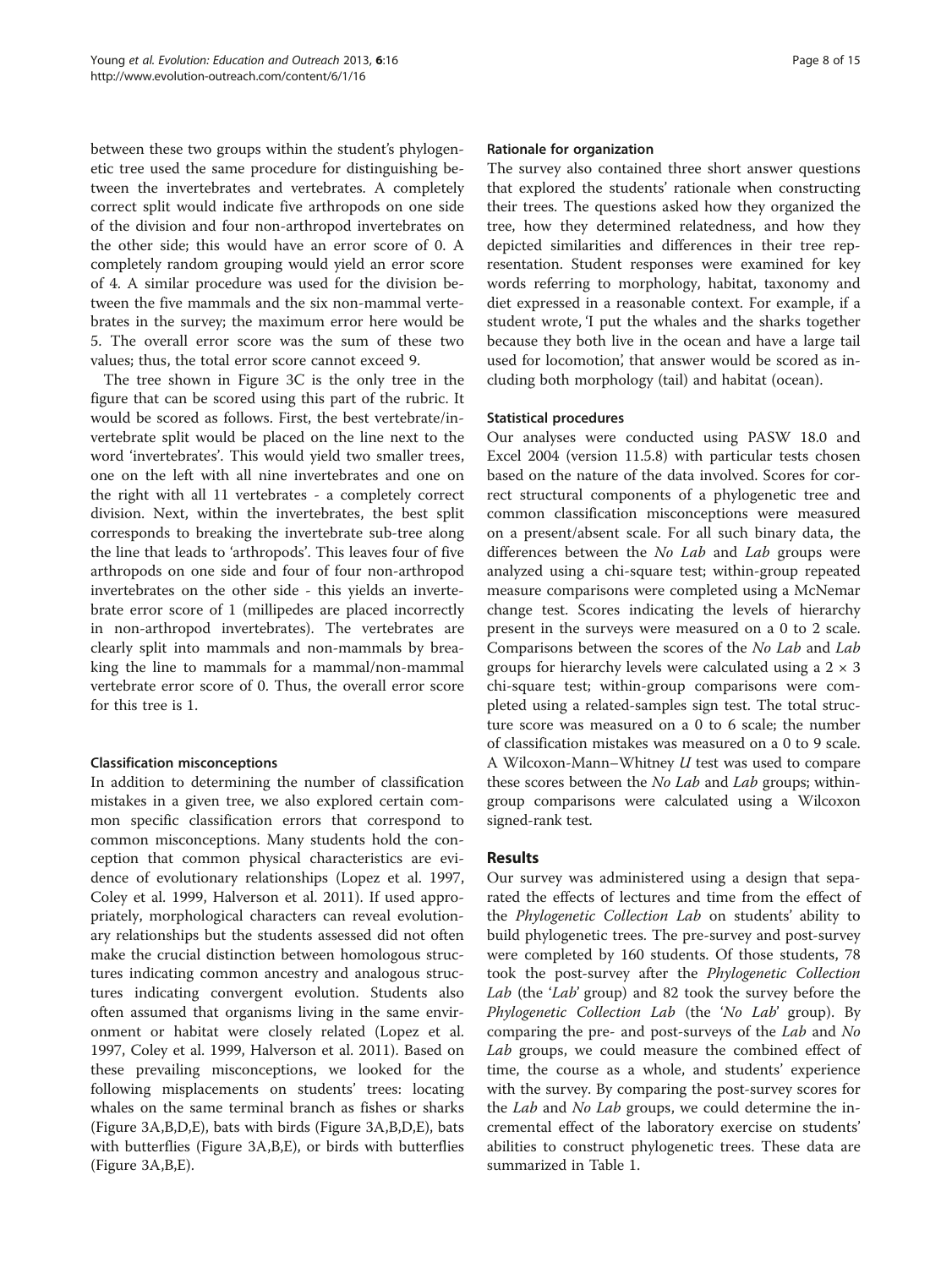between these two groups within the student's phylogenetic tree used the same procedure for distinguishing between the invertebrates and vertebrates. A completely correct split would indicate five arthropods on one side of the division and four non-arthropod invertebrates on the other side; this would have an error score of 0. A completely random grouping would yield an error score of 4. A similar procedure was used for the division between the five mammals and the six non-mammal vertebrates in the survey; the maximum error here would be 5. The overall error score was the sum of these two values; thus, the total error score cannot exceed 9.

The tree shown in Figure 3C is the only tree in the figure that can be scored using this part of the rubric. It would be scored as follows. First, the best vertebrate/invertebrate split would be placed on the line next to the word 'invertebrates'. This would yield two smaller trees, one on the left with all nine invertebrates and one on the right with all 11 vertebrates - a completely correct division. Next, within the invertebrates, the best split corresponds to breaking the invertebrate sub-tree along the line that leads to 'arthropods'. This leaves four of five arthropods on one side and four of four non-arthropod invertebrates on the other side - this yields an invertebrate error score of 1 (millipedes are placed incorrectly in non-arthropod invertebrates). The vertebrates are clearly split into mammals and non-mammals by breaking the line to mammals for a mammal/non-mammal vertebrate error score of 0. Thus, the overall error score for this tree is 1.

#### Classification misconceptions

In addition to determining the number of classification mistakes in a given tree, we also explored certain common specific classification errors that correspond to common misconceptions. Many students hold the conception that common physical characteristics are evidence of evolutionary relationships (Lopez et al. 1997, Coley et al. 1999, Halverson et al. 2011). If used appropriately, morphological characters can reveal evolutionary relationships but the students assessed did not often make the crucial distinction between homologous structures indicating common ancestry and analogous structures indicating convergent evolution. Students also often assumed that organisms living in the same environment or habitat were closely related (Lopez et al. 1997, Coley et al. 1999, Halverson et al. 2011). Based on these prevailing misconceptions, we looked for the following misplacements on students' trees: locating whales on the same terminal branch as fishes or sharks (Figure 3A,B,D,E), bats with birds (Figure 3A,B,D,E), bats with butterflies (Figure 3A,B,E), or birds with butterflies (Figure 3A,B,E).

#### Rationale for organization

The survey also contained three short answer questions that explored the students' rationale when constructing their trees. The questions asked how they organized the tree, how they determined relatedness, and how they depicted similarities and differences in their tree representation. Student responses were examined for key words referring to morphology, habitat, taxonomy and diet expressed in a reasonable context. For example, if a student wrote, 'I put the whales and the sharks together because they both live in the ocean and have a large tail used for locomotion', that answer would be scored as including both morphology (tail) and habitat (ocean).

#### Statistical procedures

Our analyses were conducted using PASW 18.0 and Excel 2004 (version 11.5.8) with particular tests chosen based on the nature of the data involved. Scores for correct structural components of a phylogenetic tree and common classification misconceptions were measured on a present/absent scale. For all such binary data, the differences between the *No Lab* and *Lab* groups were analyzed using a chi-square test; within-group repeated measure comparisons were completed using a McNemar change test. Scores indicating the levels of hierarchy present in the surveys were measured on a 0 to 2 scale. Comparisons between the scores of the *No Lab* and *Lab* groups for hierarchy levels were calculated using a $2 \times 3$ chi-square test; within-group comparisons were completed using a related-samples sign test. The total structure score was measured on a 0 to 6 scale; the number of classification mistakes was measured on a 0 to 9 scale. A Wilcoxon-Mann–Whitney $U$ test was used to compare these scores between the *No Lab* and *Lab* groups; within-group comparisons were calculated using a Wilcoxon signed-rank test.

## Results

Our survey was administered using a design that separated the effects of lectures and time from the effect of the *Phylogenetic Collection Lab* on students' ability to build phylogenetic trees. The pre-survey and post-survey were completed by 160 students. Of those students, 78 took the post-survey after the *Phylogenetic Collection Lab* (the '*Lab*' group) and 82 took the survey before the *Phylogenetic Collection Lab* (the '*No Lab*' group). By comparing the pre- and post-surveys of the *Lab* and *No Lab* groups, we could measure the combined effect of time, the course as a whole, and students' experience with the survey. By comparing the post-survey scores for the *Lab* and *No Lab* groups, we could determine the incremental effect of the laboratory exercise on students' abilities to construct phylogenetic trees. These data are summarized in Table 1.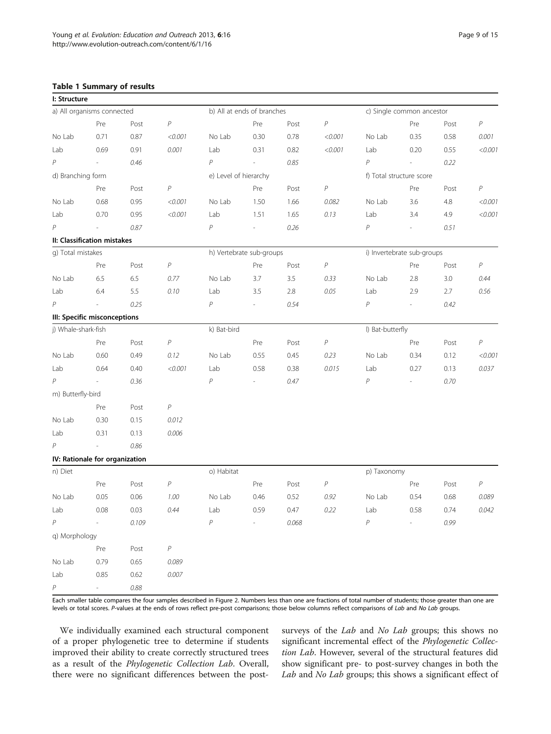**Table 1 Summary of results**

| I: Structure | | | | | | | | | | | |
|---|---|---|---|---|---|---|---|---|---|---|---|
| a) All organisms connected | | | | b) All at ends of branches | | | | c) Single common ancestor | | | |
| | Pre | Post | *P* | | Pre | Post | *P* | | Pre | Post | *P* |
| No Lab | 0.71 | 0.87 | *<0.001* | No Lab | 0.30 | 0.78 | *<0.001* | No Lab | 0.35 | 0.58 | *0.001* |
| Lab | 0.69 | 0.91 | *0.001* | Lab | 0.31 | 0.82 | *<0.001* | Lab | 0.20 | 0.55 | *<0.001* |
| *P* | - | *0.46* | | *P* | - | *0.85* | | *P* | - | *0.22* | |
| d) Branching form | | | | e) Level of hierarchy | | | | f) Total structure score | | | |
| | Pre | Post | *P* | | Pre | Post | *P* | | Pre | Post | *P* |
| No Lab | 0.68 | 0.95 | *<0.001* | No Lab | 1.50 | 1.66 | *0.082* | No Lab | 3.6 | 4.8 | *<0.001* |
| Lab | 0.70 | 0.95 | *<0.001* | Lab | 1.51 | 1.65 | *0.13* | Lab | 3.4 | 4.9 | *<0.001* |
| *P* | - | *0.87* | | *P* | - | *0.26* | | *P* | - | *0.51* | |
| **II: Classification mistakes** | | | | | | | | | | | |
| g) Total mistakes | | | | h) Vertebrate sub-groups | | | | i) Invertebrate sub-groups | | | |
| | Pre | Post | *P* | | Pre | Post | *P* | | Pre | Post | *P* |
| No Lab | 6.5 | 6.5 | *0.77* | No Lab | 3.7 | 3.5 | *0.33* | No Lab | 2.8 | 3.0 | *0.44* |
| Lab | 6.4 | 5.5 | *0.10* | Lab | 3.5 | 2.8 | *0.05* | Lab | 2.9 | 2.7 | *0.56* |
| *P* | - | *0.25* | | *P* | - | *0.54* | | *P* | - | *0.42* | |
| **III: Specific misconceptions** | | | | | | | | | | | |
| j) Whale-shark-fish | | | | k) Bat-bird | | | | l) Bat-butterfly | | | |
| | Pre | Post | *P* | | Pre | Post | *P* | | Pre | Post | *P* |
| No Lab | 0.60 | 0.49 | *0.12* | No Lab | 0.55 | 0.45 | *0.23* | No Lab | 0.34 | 0.12 | *<0.001* |
| Lab | 0.64 | 0.40 | *<0.001* | Lab | 0.58 | 0.38 | *0.015* | Lab | 0.27 | 0.13 | *0.037* |
| *P* | - | *0.36* | | *P* | - | *0.47* | | *P* | - | *0.70* | |
| m) Butterfly-bird | | | | | | | | | | | |
| | Pre | Post | *P* | | | | | | | | |
| No Lab | 0.30 | 0.15 | *0.012* | | | | | | | | |
| Lab | 0.31 | 0.13 | *0.006* | | | | | | | | |
| *P* | - | *0.86* | | | | | | | | | |
| **IV: Rationale for organization** | | | | | | | | | | | |
| n) Diet | | | | o) Habitat | | | | p) Taxonomy | | | |
| | Pre | Post | *P* | | Pre | Post | *P* | | Pre | Post | *P* |
| No Lab | 0.05 | 0.06 | *1.00* | No Lab | 0.46 | 0.52 | *0.92* | No Lab | 0.54 | 0.68 | *0.089* |
| Lab | 0.08 | 0.03 | *0.44* | Lab | 0.59 | 0.47 | *0.22* | Lab | 0.58 | 0.74 | *0.042* |
| *P* | - | *0.109* | | *P* | - | *0.068* | | *P* | - | *0.99* | |
| q) Morphology | | | | | | | | | | | |
| | Pre | Post | *P* | | | | | | | | |
| No Lab | 0.79 | 0.65 | *0.089* | | | | | | | | |
| Lab | 0.85 | 0.62 | *0.007* | | | | | | | | |
| *P* | - | *0.88* | | | | | | | | | |

Each smaller table compares the four samples described in Figure 2. Numbers less than one are fractions of total number of students; those greater than one are levels or total scores. *P*-values at the ends of rows reflect pre-post comparisons; those below columns reflect comparisons of *Lab* and *No Lab* groups.

We individually examined each structural component of a proper phylogenetic tree to determine if students improved their ability to create correctly structured trees as a result of the *Phylogenetic Collection Lab*. Overall, there were no significant differences between the post-surveys of the *Lab* and *No Lab* groups; this shows no significant incremental effect of the *Phylogenetic Collection Lab*. However, several of the structural features did show significant pre- to post-survey changes in both the *Lab* and *No Lab* groups; this shows a significant effect of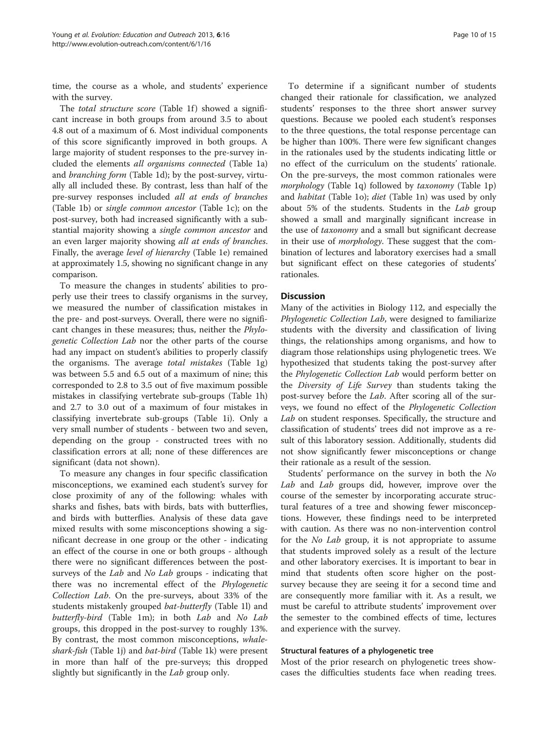time, the course as a whole, and students' experience with the survey.

The *total structure score* (Table 1f) showed a significant increase in both groups from around 3.5 to about 4.8 out of a maximum of 6. Most individual components of this score significantly improved in both groups. A large majority of student responses to the pre-survey included the elements *all organisms connected* (Table 1a) and *branching form* (Table 1d); by the post-survey, virtually all included these. By contrast, less than half of the pre-survey responses included *all at ends of branches* (Table 1b) or *single common ancestor* (Table 1c); on the post-survey, both had increased significantly with a substantial majority showing a *single common ancestor* and an even larger majority showing *all at ends of branches*. Finally, the average *level of hierarchy* (Table 1e) remained at approximately 1.5, showing no significant change in any comparison.

To measure the changes in students' abilities to properly use their trees to classify organisms in the survey, we measured the number of classification mistakes in the pre- and post-surveys. Overall, there were no significant changes in these measures; thus, neither the *Phylogenetic Collection Lab* nor the other parts of the course had any impact on student's abilities to properly classify the organisms. The average *total mistakes* (Table 1g) was between 5.5 and 6.5 out of a maximum of nine; this corresponded to 2.8 to 3.5 out of five maximum possible mistakes in classifying vertebrate sub-groups (Table 1h) and 2.7 to 3.0 out of a maximum of four mistakes in classifying invertebrate sub-groups (Table 1i). Only a very small number of students - between two and seven, depending on the group - constructed trees with no classification errors at all; none of these differences are significant (data not shown).

To measure any changes in four specific classification misconceptions, we examined each student's survey for close proximity of any of the following: whales with sharks and fishes, bats with birds, bats with butterflies, and birds with butterflies. Analysis of these data gave mixed results with some misconceptions showing a significant decrease in one group or the other - indicating an effect of the course in one or both groups - although there were no significant differences between the post-surveys of the *Lab* and *No Lab* groups - indicating that there was no incremental effect of the *Phylogenetic Collection Lab*. On the pre-surveys, about 33% of the students mistakenly grouped *bat-butterfly* (Table 1l) and *butterfly-bird* (Table 1m); in both *Lab* and *No Lab* groups, this dropped in the post-survey to roughly 13%. By contrast, the most common misconceptions, *whale-shark-fish* (Table 1j) and *bat-bird* (Table 1k) were present in more than half of the pre-surveys; this dropped slightly but significantly in the *Lab* group only.

To determine if a significant number of students changed their rationale for classification, we analyzed students' responses to the three short answer survey questions. Because we pooled each student's responses to the three questions, the total response percentage can be higher than 100%. There were few significant changes in the rationales used by the students indicating little or no effect of the curriculum on the students' rationale. On the pre-surveys, the most common rationales were *morphology* (Table 1q) followed by *taxonomy* (Table 1p) and *habitat* (Table 1o); *diet* (Table 1n) was used by only about 5% of the students. Students in the *Lab* group showed a small and marginally significant increase in the use of *taxonomy* and a small but significant decrease in their use of *morphology*. These suggest that the combination of lectures and laboratory exercises had a small but significant effect on these categories of students' rationales.

## Discussion

Many of the activities in Biology 112, and especially the *Phylogenetic Collection Lab*, were designed to familiarize students with the diversity and classification of living things, the relationships among organisms, and how to diagram those relationships using phylogenetic trees. We hypothesized that students taking the post-survey after the *Phylogenetic Collection Lab* would perform better on the *Diversity of Life Survey* than students taking the post-survey before the *Lab*. After scoring all of the surveys, we found no effect of the *Phylogenetic Collection Lab* on student responses. Specifically, the structure and classification of students' trees did not improve as a result of this laboratory session. Additionally, students did not show significantly fewer misconceptions or change their rationale as a result of the session.

Students' performance on the survey in both the *No Lab* and *Lab* groups did, however, improve over the course of the semester by incorporating accurate structural features of a tree and showing fewer misconceptions. However, these findings need to be interpreted with caution. As there was no non-intervention control for the *No Lab* group, it is not appropriate to assume that students improved solely as a result of the lecture and other laboratory exercises. It is important to bear in mind that students often score higher on the post-survey because they are seeing it for a second time and are consequently more familiar with it. As a result, we must be careful to attribute students' improvement over the semester to the combined effects of time, lectures and experience with the survey.

### Structural features of a phylogenetic tree

Most of the prior research on phylogenetic trees showcases the difficulties students face when reading trees.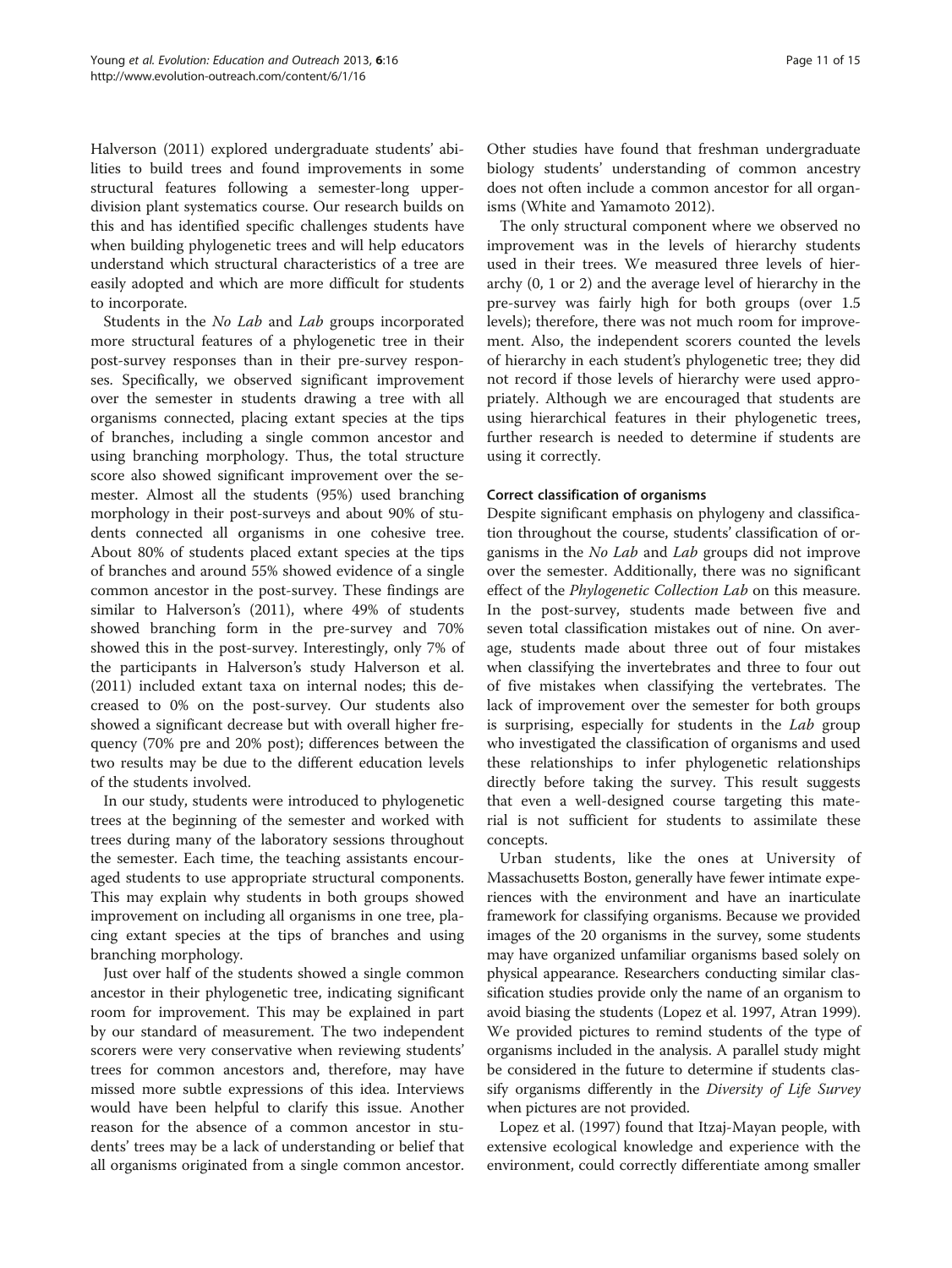Halverson (2011) explored undergraduate students' abilities to build trees and found improvements in some structural features following a semester-long upper-division plant systematics course. Our research builds on this and has identified specific challenges students have when building phylogenetic trees and will help educators understand which structural characteristics of a tree are easily adopted and which are more difficult for students to incorporate.

Students in the *No Lab* and *Lab* groups incorporated more structural features of a phylogenetic tree in their post-survey responses than in their pre-survey responses. Specifically, we observed significant improvement over the semester in students drawing a tree with all organisms connected, placing extant species at the tips of branches, including a single common ancestor and using branching morphology. Thus, the total structure score also showed significant improvement over the semester. Almost all the students (95%) used branching morphology in their post-surveys and about 90% of students connected all organisms in one cohesive tree. About 80% of students placed extant species at the tips of branches and around 55% showed evidence of a single common ancestor in the post-survey. These findings are similar to Halverson's (2011), where 49% of students showed branching form in the pre-survey and 70% showed this in the post-survey. Interestingly, only 7% of the participants in Halverson's study Halverson et al. (2011) included extant taxa on internal nodes; this decreased to 0% on the post-survey. Our students also showed a significant decrease but with overall higher frequency (70% pre and 20% post); differences between the two results may be due to the different education levels of the students involved.

In our study, students were introduced to phylogenetic trees at the beginning of the semester and worked with trees during many of the laboratory sessions throughout the semester. Each time, the teaching assistants encouraged students to use appropriate structural components. This may explain why students in both groups showed improvement on including all organisms in one tree, placing extant species at the tips of branches and using branching morphology.

Just over half of the students showed a single common ancestor in their phylogenetic tree, indicating significant room for improvement. This may be explained in part by our standard of measurement. The two independent scorers were very conservative when reviewing students' trees for common ancestors and, therefore, may have missed more subtle expressions of this idea. Interviews would have been helpful to clarify this issue. Another reason for the absence of a common ancestor in students' trees may be a lack of understanding or belief that all organisms originated from a single common ancestor. Other studies have found that freshman undergraduate biology students' understanding of common ancestry does not often include a common ancestor for all organisms (White and Yamamoto 2012).

The only structural component where we observed no improvement was in the levels of hierarchy students used in their trees. We measured three levels of hierarchy (0, 1 or 2) and the average level of hierarchy in the pre-survey was fairly high for both groups (over 1.5 levels); therefore, there was not much room for improvement. Also, the independent scorers counted the levels of hierarchy in each student's phylogenetic tree; they did not record if those levels of hierarchy were used appropriately. Although we are encouraged that students are using hierarchical features in their phylogenetic trees, further research is needed to determine if students are using it correctly.

### Correct classification of organisms

Despite significant emphasis on phylogeny and classification throughout the course, students' classification of organisms in the *No Lab* and *Lab* groups did not improve over the semester. Additionally, there was no significant effect of the *Phylogenetic Collection Lab* on this measure. In the post-survey, students made between five and seven total classification mistakes out of nine. On average, students made about three out of four mistakes when classifying the invertebrates and three to four out of five mistakes when classifying the vertebrates. The lack of improvement over the semester for both groups is surprising, especially for students in the *Lab* group who investigated the classification of organisms and used these relationships to infer phylogenetic relationships directly before taking the survey. This result suggests that even a well-designed course targeting this material is not sufficient for students to assimilate these concepts.

Urban students, like the ones at University of Massachusetts Boston, generally have fewer intimate experiences with the environment and have an inarticulate framework for classifying organisms. Because we provided images of the 20 organisms in the survey, some students may have organized unfamiliar organisms based solely on physical appearance. Researchers conducting similar classification studies provide only the name of an organism to avoid biasing the students (Lopez et al. 1997, Atran 1999). We provided pictures to remind students of the type of organisms included in the analysis. A parallel study might be considered in the future to determine if students classify organisms differently in the *Diversity of Life Survey* when pictures are not provided.

Lopez et al. (1997) found that Itzaj-Mayan people, with extensive ecological knowledge and experience with the environment, could correctly differentiate among smaller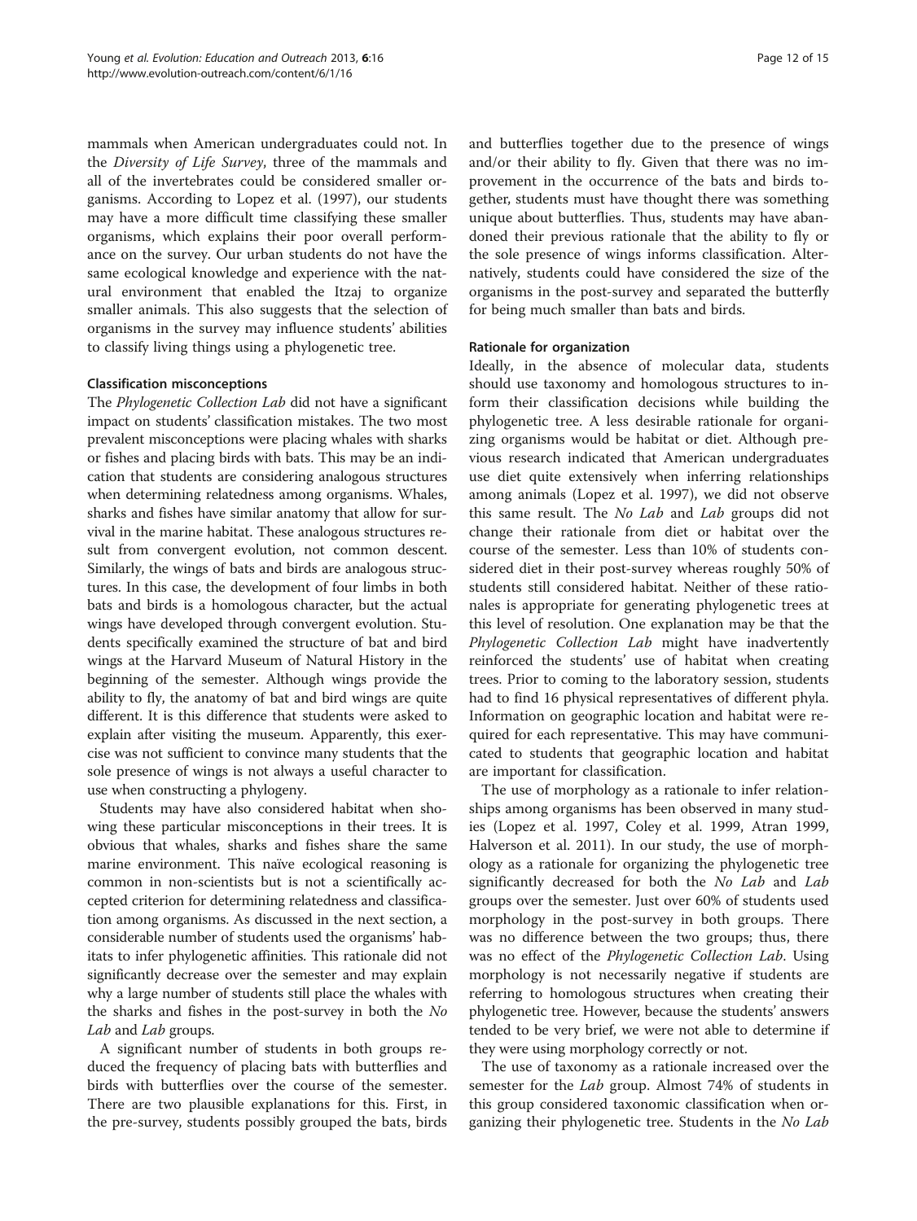mammals when American undergraduates could not. In the *Diversity of Life Survey*, three of the mammals and all of the invertebrates could be considered smaller organisms. According to Lopez et al. (1997), our students may have a more difficult time classifying these smaller organisms, which explains their poor overall performance on the survey. Our urban students do not have the same ecological knowledge and experience with the natural environment that enabled the Itzaj to organize smaller animals. This also suggests that the selection of organisms in the survey may influence students' abilities to classify living things using a phylogenetic tree.

#### Classification misconceptions

The *Phylogenetic Collection Lab* did not have a significant impact on students' classification mistakes. The two most prevalent misconceptions were placing whales with sharks or fishes and placing birds with bats. This may be an indication that students are considering analogous structures when determining relatedness among organisms. Whales, sharks and fishes have similar anatomy that allow for survival in the marine habitat. These analogous structures result from convergent evolution, not common descent. Similarly, the wings of bats and birds are analogous structures. In this case, the development of four limbs in both bats and birds is a homologous character, but the actual wings have developed through convergent evolution. Students specifically examined the structure of bat and bird wings at the Harvard Museum of Natural History in the beginning of the semester. Although wings provide the ability to fly, the anatomy of bat and bird wings are quite different. It is this difference that students were asked to explain after visiting the museum. Apparently, this exercise was not sufficient to convince many students that the sole presence of wings is not always a useful character to use when constructing a phylogeny.

Students may have also considered habitat when showing these particular misconceptions in their trees. It is obvious that whales, sharks and fishes share the same marine environment. This naïve ecological reasoning is common in non-scientists but is not a scientifically accepted criterion for determining relatedness and classification among organisms. As discussed in the next section, a considerable number of students used the organisms' habitats to infer phylogenetic affinities. This rationale did not significantly decrease over the semester and may explain why a large number of students still place the whales with the sharks and fishes in the post-survey in both the *No Lab* and *Lab* groups.

A significant number of students in both groups reduced the frequency of placing bats with butterflies and birds with butterflies over the course of the semester. There are two plausible explanations for this. First, in the pre-survey, students possibly grouped the bats, birds and butterflies together due to the presence of wings and/or their ability to fly. Given that there was no improvement in the occurrence of the bats and birds together, students must have thought there was something unique about butterflies. Thus, students may have abandoned their previous rationale that the ability to fly or the sole presence of wings informs classification. Alternatively, students could have considered the size of the organisms in the post-survey and separated the butterfly for being much smaller than bats and birds.

#### Rationale for organization

Ideally, in the absence of molecular data, students should use taxonomy and homologous structures to inform their classification decisions while building the phylogenetic tree. A less desirable rationale for organizing organisms would be habitat or diet. Although previous research indicated that American undergraduates use diet quite extensively when inferring relationships among animals (Lopez et al. 1997), we did not observe this same result. The *No Lab* and *Lab* groups did not change their rationale from diet or habitat over the course of the semester. Less than 10% of students considered diet in their post-survey whereas roughly 50% of students still considered habitat. Neither of these rationales is appropriate for generating phylogenetic trees at this level of resolution. One explanation may be that the *Phylogenetic Collection Lab* might have inadvertently reinforced the students' use of habitat when creating trees. Prior to coming to the laboratory session, students had to find 16 physical representatives of different phyla. Information on geographic location and habitat were required for each representative. This may have communicated to students that geographic location and habitat are important for classification.

The use of morphology as a rationale to infer relationships among organisms has been observed in many studies (Lopez et al. 1997, Coley et al. 1999, Atran 1999, Halverson et al. 2011). In our study, the use of morphology as a rationale for organizing the phylogenetic tree significantly decreased for both the *No Lab* and *Lab* groups over the semester. Just over 60% of students used morphology in the post-survey in both groups. There was no difference between the two groups; thus, there was no effect of the *Phylogenetic Collection Lab*. Using morphology is not necessarily negative if students are referring to homologous structures when creating their phylogenetic tree. However, because the students' answers tended to be very brief, we were not able to determine if they were using morphology correctly or not.

The use of taxonomy as a rationale increased over the semester for the *Lab* group. Almost 74% of students in this group considered taxonomic classification when organizing their phylogenetic tree. Students in the *No Lab*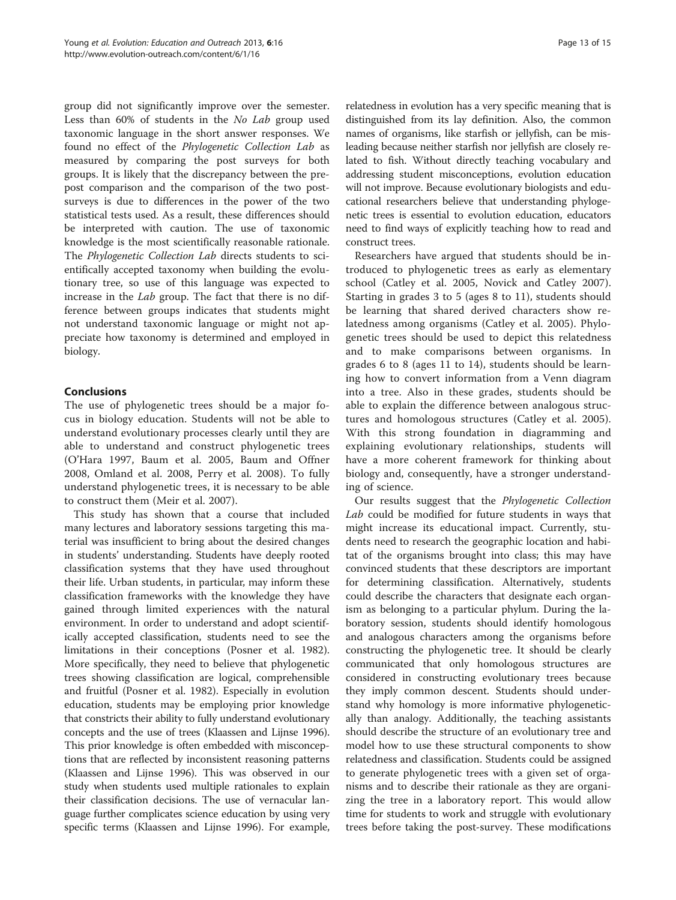group did not significantly improve over the semester. Less than 60% of students in the *No Lab* group used taxonomic language in the short answer responses. We found no effect of the *Phylogenetic Collection Lab* as measured by comparing the post surveys for both groups. It is likely that the discrepancy between the pre-post comparison and the comparison of the two post-surveys is due to differences in the power of the two statistical tests used. As a result, these differences should be interpreted with caution. The use of taxonomic knowledge is the most scientifically reasonable rationale. The *Phylogenetic Collection Lab* directs students to scientifically accepted taxonomy when building the evolutionary tree, so use of this language was expected to increase in the *Lab* group. The fact that there is no difference between groups indicates that students might not understand taxonomic language or might not appreciate how taxonomy is determined and employed in biology.

## Conclusions

The use of phylogenetic trees should be a major focus in biology education. Students will not be able to understand evolutionary processes clearly until they are able to understand and construct phylogenetic trees (O'Hara 1997, Baum et al. 2005, Baum and Offner 2008, Omland et al. 2008, Perry et al. 2008). To fully understand phylogenetic trees, it is necessary to be able to construct them (Meir et al. 2007).

This study has shown that a course that included many lectures and laboratory sessions targeting this material was insufficient to bring about the desired changes in students' understanding. Students have deeply rooted classification systems that they have used throughout their life. Urban students, in particular, may inform these classification frameworks with the knowledge they have gained through limited experiences with the natural environment. In order to understand and adopt scientifically accepted classification, students need to see the limitations in their conceptions (Posner et al. 1982). More specifically, they need to believe that phylogenetic trees showing classification are logical, comprehensible and fruitful (Posner et al. 1982). Especially in evolution education, students may be employing prior knowledge that constricts their ability to fully understand evolutionary concepts and the use of trees (Klaassen and Lijnse 1996). This prior knowledge is often embedded with misconceptions that are reflected by inconsistent reasoning patterns (Klaassen and Lijnse 1996). This was observed in our study when students used multiple rationales to explain their classification decisions. The use of vernacular language further complicates science education by using very specific terms (Klaassen and Lijnse 1996). For example, relatedness in evolution has a very specific meaning that is distinguished from its lay definition. Also, the common names of organisms, like starfish or jellyfish, can be misleading because neither starfish nor jellyfish are closely related to fish. Without directly teaching vocabulary and addressing student misconceptions, evolution education will not improve. Because evolutionary biologists and educational researchers believe that understanding phylogenetic trees is essential to evolution education, educators need to find ways of explicitly teaching how to read and construct trees.

Researchers have argued that students should be introduced to phylogenetic trees as early as elementary school (Catley et al. 2005, Novick and Catley 2007). Starting in grades 3 to 5 (ages 8 to 11), students should be learning that shared derived characters show relatedness among organisms (Catley et al. 2005). Phylogenetic trees should be used to depict this relatedness and to make comparisons between organisms. In grades 6 to 8 (ages 11 to 14), students should be learning how to convert information from a Venn diagram into a tree. Also in these grades, students should be able to explain the difference between analogous structures and homologous structures (Catley et al. 2005). With this strong foundation in diagramming and explaining evolutionary relationships, students will have a more coherent framework for thinking about biology and, consequently, have a stronger understanding of science.

Our results suggest that the *Phylogenetic Collection Lab* could be modified for future students in ways that might increase its educational impact. Currently, students need to research the geographic location and habitat of the organisms brought into class; this may have convinced students that these descriptors are important for determining classification. Alternatively, students could describe the characters that designate each organism as belonging to a particular phylum. During the laboratory session, students should identify homologous and analogous characters among the organisms before constructing the phylogenetic tree. It should be clearly communicated that only homologous structures are considered in constructing evolutionary trees because they imply common descent. Students should understand why homology is more informative phylogenetically than analogy. Additionally, the teaching assistants should describe the structure of an evolutionary tree and model how to use these structural components to show relatedness and classification. Students could be assigned to generate phylogenetic trees with a given set of organisms and to describe their rationale as they are organizing the tree in a laboratory report. This would allow time for students to work and struggle with evolutionary trees before taking the post-survey. These modifications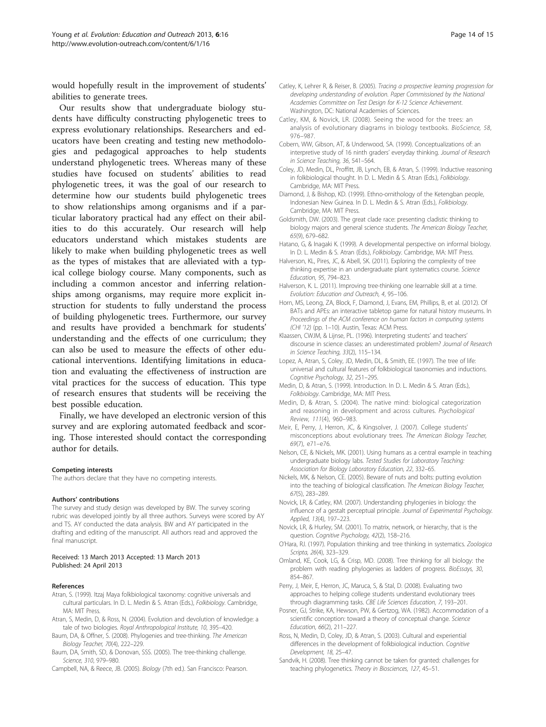would hopefully result in the improvement of students' abilities to generate trees.

Our results show that undergraduate biology students have difficulty constructing phylogenetic trees to express evolutionary relationships. Researchers and educators have been creating and testing new methodologies and pedagogical approaches to help students understand phylogenetic trees. Whereas many of these studies have focused on students' abilities to read phylogenetic trees, it was the goal of our research to determine how our students build phylogenetic trees to show relationships among organisms and if a particular laboratory practical had any effect on their abilities to do this accurately. Our research will help educators understand which mistakes students are likely to make when building phylogenetic trees as well as the types of mistakes that are alleviated with a typical college biology course. Many components, such as including a common ancestor and inferring relationships among organisms, may require more explicit instruction for students to fully understand the process of building phylogenetic trees. Furthermore, our survey and results have provided a benchmark for students' understanding and the effects of one curriculum; they can also be used to measure the effects of other educational interventions. Identifying limitations in education and evaluating the effectiveness of instruction are vital practices for the success of education. This type of research ensures that students will be receiving the best possible education.

Finally, we have developed an electronic version of this survey and are exploring automated feedback and scoring. Those interested should contact the corresponding author for details.

#### Competing interests

The authors declare that they have no competing interests.

#### Authors' contributions

The survey and study design was developed by BW. The survey scoring rubric was developed jointly by all three authors. Surveys were scored by AY and TS. AY conducted the data analysis. BW and AY participated in the drafting and editing of the manuscript. All authors read and approved the final manuscript.

Received: 13 March 2013 Accepted: 13 March 2013
Published: 24 April 2013

#### References

- Atran, S. (1999). Itzaj Maya folkbiological taxonomy: cognitive universals and cultural particulars. In D. L. Medin & S. Atran (Eds.), *Folkbiology*. Cambridge, MA: MIT Press.
- Atran, S, Medin, D, & Ross, N. (2004). Evolution and devolution of knowledge: a tale of two biologies. *Royal Anthropological Institute, 10*, 395–420.
- Baum, DA, & Offner, S. (2008). Phylogenies and tree-thinking. *The American Biology Teacher, 70*(4), 222–229.
- Baum, DA, Smith, SD, & Donovan, SSS. (2005). The tree-thinking challenge. *Science, 310*, 979–980.
- Campbell, NA, & Reece, JB. (2005). *Biology* (7th ed.). San Francisco: Pearson.
- Catley, K, Lehrer R, & Reiser, B. (2005). *Tracing a prospective learning progression for developing understanding of evolution. Paper Commissioned by the National Academies Committee on Test Design for K-12 Science Achievement*. Washington, DC: National Academies of Sciences.
- Catley, KM, & Novick, LR. (2008). Seeing the wood for the trees: an analysis of evolutionary diagrams in biology textbooks. *BioScience, 58*, 976–987.
- Cobern, WW, Gibson, AT, & Underwood, SA. (1999). Conceptualizations of: an interpretive study of 16 ninth graders' everyday thinking. *Journal of Research in Science Teaching, 36*, 541–564.
- Coley, JD, Medin, DL, Proffitt, JB, Lynch, EB, & Atran, S. (1999). Inductive reasoning in folkbiological thought. In D. L. Medin & S. Atran (Eds.), *Folkbiology*. Cambridge, MA: MIT Press.
- Diamond, J, & Bishop, KD. (1999). Ethno-ornithology of the Ketengban people, Indonesian New Guinea. In D. L. Medin & S. Atran (Eds.), *Folkbiology*. Cambridge, MA: MIT Press.
- Goldsmith, DW. (2003). The great clade race: presenting cladistic thinking to biology majors and general science students. *The American Biology Teacher, 65*(9), 679–682.
- Hatano, G, & Inagaki K. (1999). A developmental perspective on informal biology. In D. L. Medin & S. Atran (Eds.), *Folkbiology*. Cambridge, MA: MIT Press.
- Halverson, KL, Pires, JC, & Abell, SK. (2011). Exploring the complexity of tree thinking expertise in an undergraduate plant systematics course. *Science Education, 95*, 794–823.
- Halverson, K. L. (2011). Improving tree-thinking one learnable skill at a time. *Evolution: Education and Outreach, 4*, 95–106.
- Horn, MS, Leong, ZA, Block, F, Diamond, J, Evans, EM, Phillips, B, et al. (2012). Of BATs and APEs: an interactive tabletop game for natural history museums. In *Proceedings of the ACM conference on human factors in computing systems (CHI '12)* (pp. 1–10). Austin, Texas: ACM Press.
- Klaassen, CWJM, & Lijnse, PL. (1996). Interpreting students' and teachers' discourse in science classes: an underestimated problem? *Journal of Research in Science Teaching, 33*(2), 115–134.
- Lopez, A, Atran, S, Coley, JD, Medin, DL, & Smith, EE. (1997). The tree of life: universal and cultural features of folkbiological taxonomies and inductions. *Cognitive Psychology, 32*, 251–295.
- Medin, D, & Atran, S. (1999). Introduction. In D. L. Medin & S. Atran (Eds.), *Folkbiology*. Cambridge, MA: MIT Press.
- Medin, D, & Atran, S. (2004). The native mind: biological categorization and reasoning in development and across cultures. *Psychological Review, 111*(4), 960–983.
- Meir, E, Perry, J, Herron, JC, & Kingsolver, J. (2007). College students' misconceptions about evolutionary trees. *The American Biology Teacher, 69*(7), e71–e76.
- Nelson, CE, & Nickels, MK. (2001). Using humans as a central example in teaching undergraduate biology labs. *Tested Studies for Laboratory Teaching: Association for Biology Laboratory Education, 22*, 332–65.
- Nickels, MK, & Nelson, CE. (2005). Beware of nuts and bolts: putting evolution into the teaching of biological classification. *The American Biology Teacher, 67*(5), 283–289.
- Novick, LR, & Catley, KM. (2007). Understanding phylogenies in biology: the influence of a gestalt perceptual principle. *Journal of Experimental Psychology. Applied, 13*(4), 197–223.
- Novick, LR, & Hurley, SM. (2001). To matrix, network, or hierarchy, that is the question. *Cognitive Psychology, 42*(2), 158–216.
- O'Hara, RJ. (1997). Population thinking and tree thinking in systematics. *Zoologica Scripta, 26*(4), 323–329.
- Omland, KE, Cook, LG, & Crisp, MD. (2008). Tree thinking for all biology: the problem with reading phylogenies as ladders of progress. *BioEssays, 30*, 854–867.
- Perry, J, Meir, E, Herron, JC, Maruca, S, & Stal, D. (2008). Evaluating two approaches to helping college students understand evolutionary trees through diagramming tasks. *CBE Life Sciences Education, 7*, 193–201.
- Posner, GJ, Strike, KA, Hewson, PW, & Gertzog, WA. (1982). Accommodation of a scientific conception: toward a theory of conceptual change. *Science Education, 66*(2), 211–227.
- Ross, N, Medin, D, Coley, JD, & Atran, S. (2003). Cultural and experiential differences in the development of folkbiological induction. *Cognitive Development, 18*, 25–47.
- Sandvik, H. (2008). Tree thinking cannot be taken for granted: challenges for teaching phylogenetics. *Theory in Biosciences, 127*, 45–51.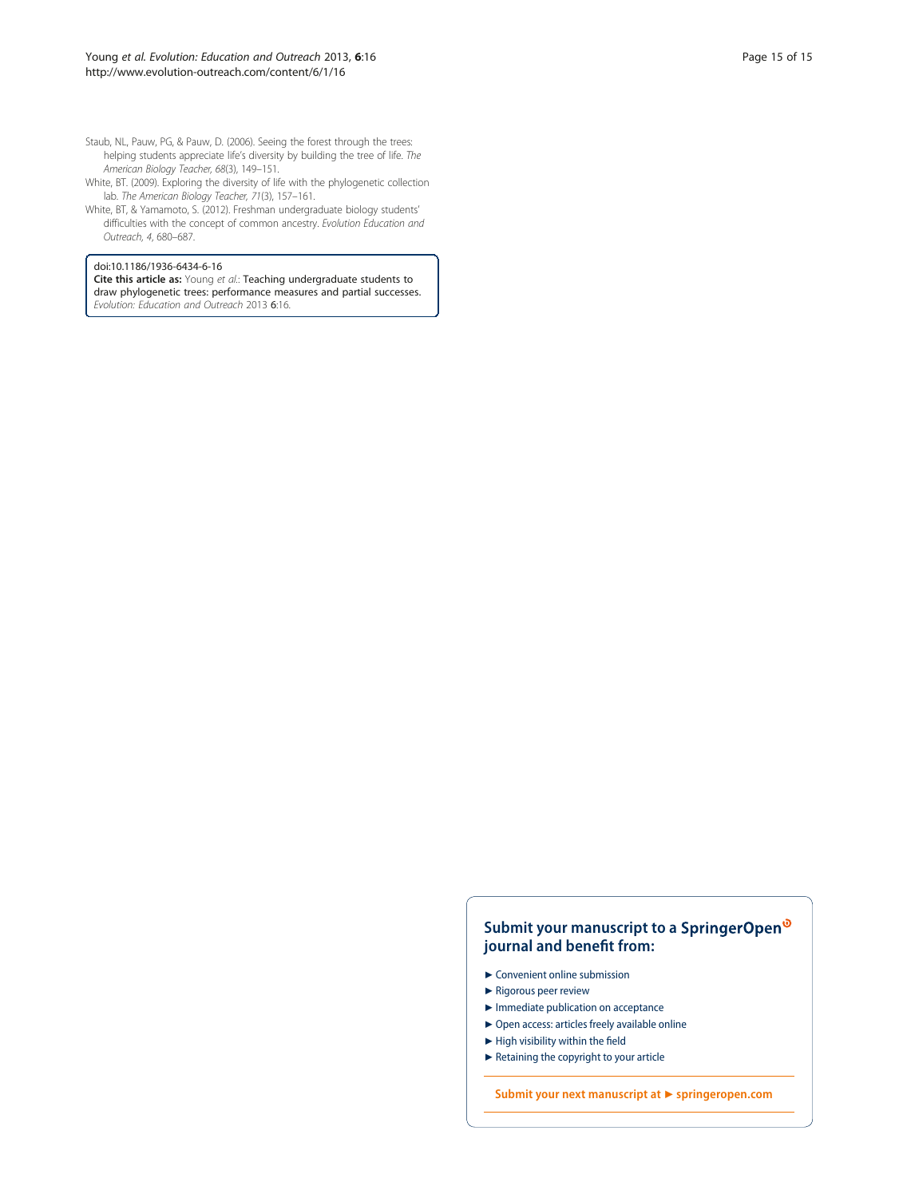Staub, NL, Pauw, PG, & Pauw, D. (2006). Seeing the forest through the trees: helping students appreciate life's diversity by building the tree of life. *The American Biology Teacher, 68*(3), 149–151.

White, BT. (2009). Exploring the diversity of life with the phylogenetic collection lab. *The American Biology Teacher, 71*(3), 157–161.

White, BT, & Yamamoto, S. (2012). Freshman undergraduate biology students' difficulties with the concept of common ancestry. *Evolution Education and Outreach, 4*, 680–687.

doi:10.1186/1936-6434-6-16

**Cite this article as:** Young *et al.*: Teaching undergraduate students to draw phylogenetic trees: performance measures and partial successes. *Evolution: Education and Outreach* 2013 **6**:16.

**Submit your manuscript to a SpringerOpen journal and benefit from:**

- ► Convenient online submission
- ► Rigorous peer review
- ► Immediate publication on acceptance
- ► Open access: articles freely available online
- ► High visibility within the field
- ► Retaining the copyright to your article

**Submit your next manuscript at ► springeropen.com**